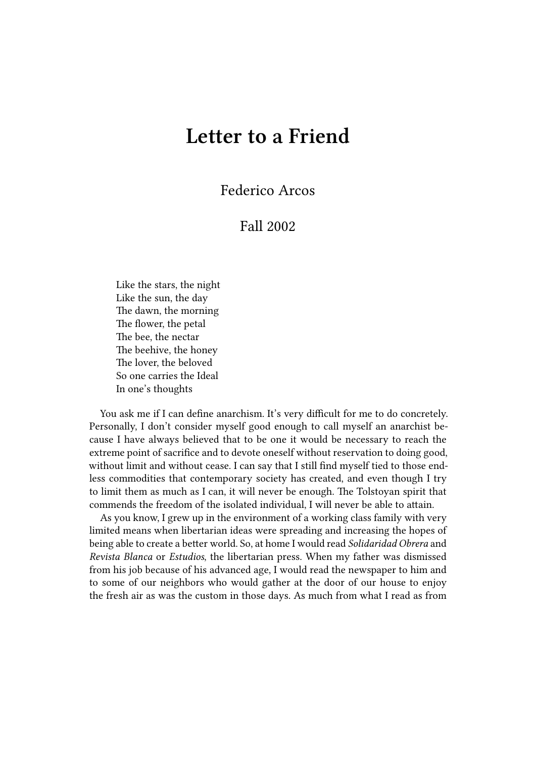# Letter to a Friend

Federico Arcos

Fall 2002

Like the stars, the night
Like the sun, the day
The dawn, the morning
The flower, the petal
The bee, the nectar
The beehive, the honey
The lover, the beloved
So one carries the Ideal
In one's thoughts

You ask me if I can define anarchism. It's very difficult for me to do concretely. Personally, I don't consider myself good enough to call myself an anarchist because I have always believed that to be one it would be necessary to reach the extreme point of sacrifice and to devote oneself without reservation to doing good, without limit and without cease. I can say that I still find myself tied to those endless commodities that contemporary society has created, and even though I try to limit them as much as I can, it will never be enough. The Tolstoyan spirit that commends the freedom of the isolated individual, I will never be able to attain.

As you know, I grew up in the environment of a working class family with very limited means when libertarian ideas were spreading and increasing the hopes of being able to create a better world. So, at home I would read *Solidaridad Obrera* and *Revista Blanca* or *Estudios*, the libertarian press. When my father was dismissed from his job because of his advanced age, I would read the newspaper to him and to some of our neighbors who would gather at the door of our house to enjoy the fresh air as was the custom in those days. As much from what I read as from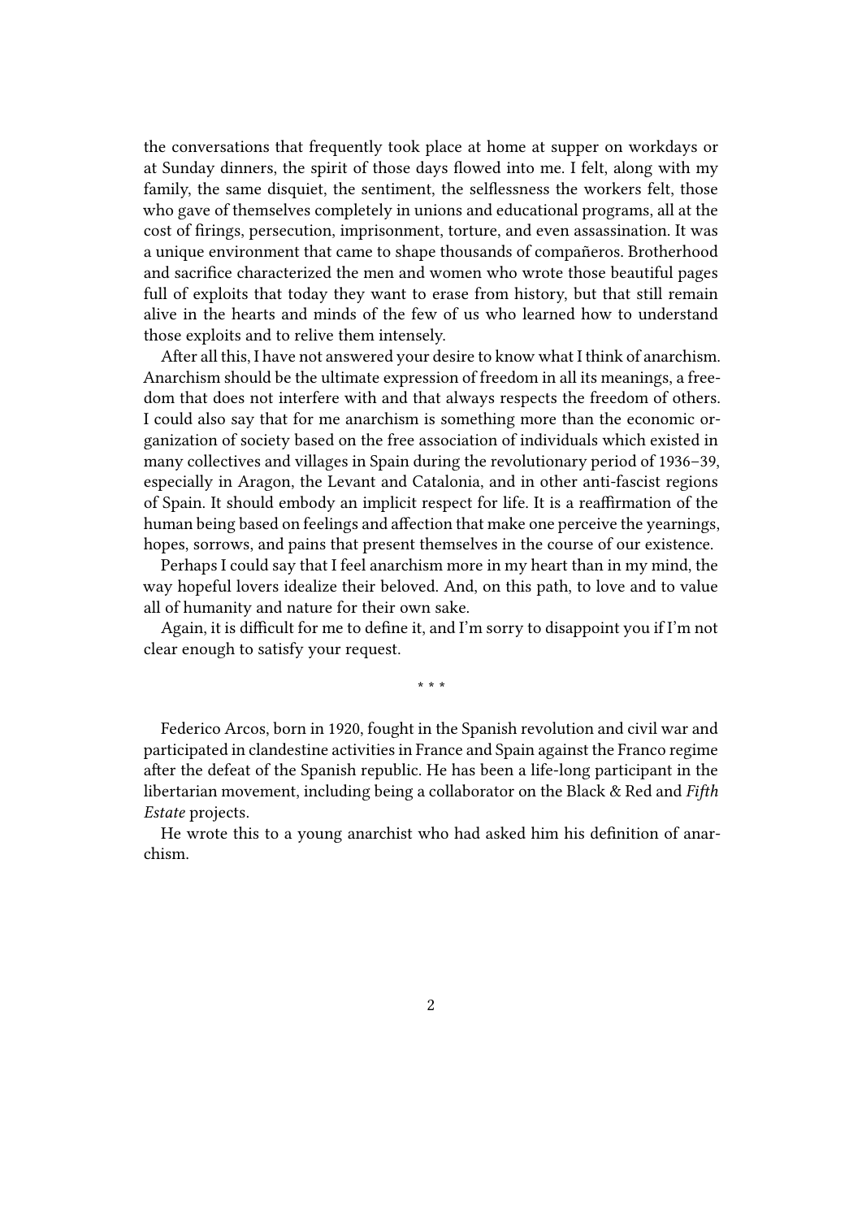the conversations that frequently took place at home at supper on workdays or at Sunday dinners, the spirit of those days flowed into me. I felt, along with my family, the same disquiet, the sentiment, the selflessness the workers felt, those who gave of themselves completely in unions and educational programs, all at the cost of firings, persecution, imprisonment, torture, and even assassination. It was a unique environment that came to shape thousands of compañeros. Brotherhood and sacrifice characterized the men and women who wrote those beautiful pages full of exploits that today they want to erase from history, but that still remain alive in the hearts and minds of the few of us who learned how to understand those exploits and to relive them intensely.

After all this, I have not answered your desire to know what I think of anarchism. Anarchism should be the ultimate expression of freedom in all its meanings, a freedom that does not interfere with and that always respects the freedom of others. I could also say that for me anarchism is something more than the economic organization of society based on the free association of individuals which existed in many collectives and villages in Spain during the revolutionary period of 1936–39, especially in Aragon, the Levant and Catalonia, and in other anti-fascist regions of Spain. It should embody an implicit respect for life. It is a reaffirmation of the human being based on feelings and affection that make one perceive the yearnings, hopes, sorrows, and pains that present themselves in the course of our existence.

Perhaps I could say that I feel anarchism more in my heart than in my mind, the way hopeful lovers idealize their beloved. And, on this path, to love and to value all of humanity and nature for their own sake.

Again, it is difficult for me to define it, and I'm sorry to disappoint you if I'm not clear enough to satisfy your request.

\* \* \*

Federico Arcos, born in 1920, fought in the Spanish revolution and civil war and participated in clandestine activities in France and Spain against the Franco regime after the defeat of the Spanish republic. He has been a life-long participant in the libertarian movement, including being a collaborator on the Black & Red and *Fifth Estate* projects.

He wrote this to a young anarchist who had asked him his definition of anarchism.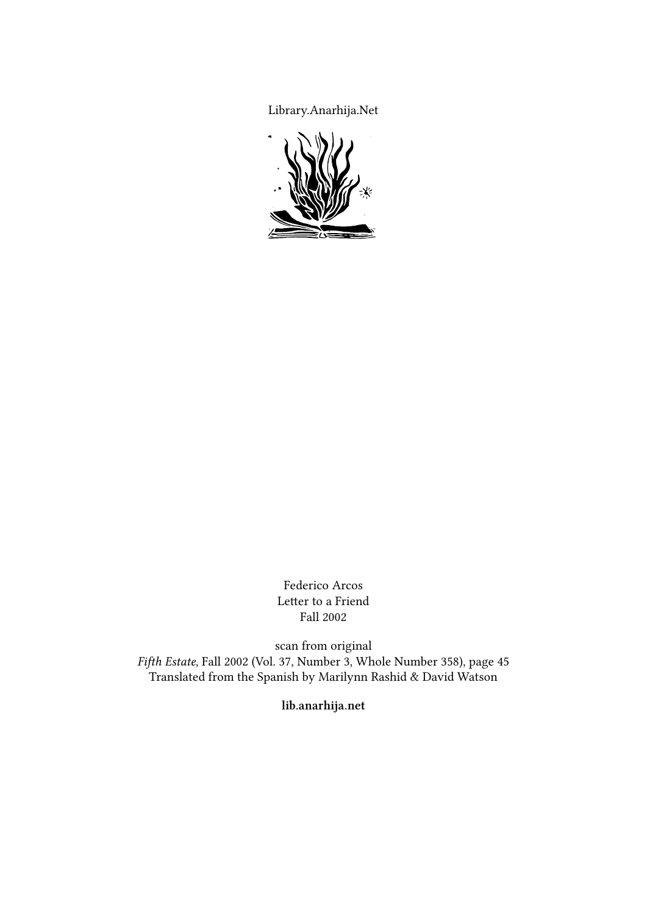Library.Anarhija.Net

Federico Arcos
Letter to a Friend
Fall 2002

scan from original
*Fifth Estate*, Fall 2002 (Vol. 37, Number 3, Whole Number 358), page 45
Translated from the Spanish by Marilynn Rashid & David Watson

**lib.anarhija.net**